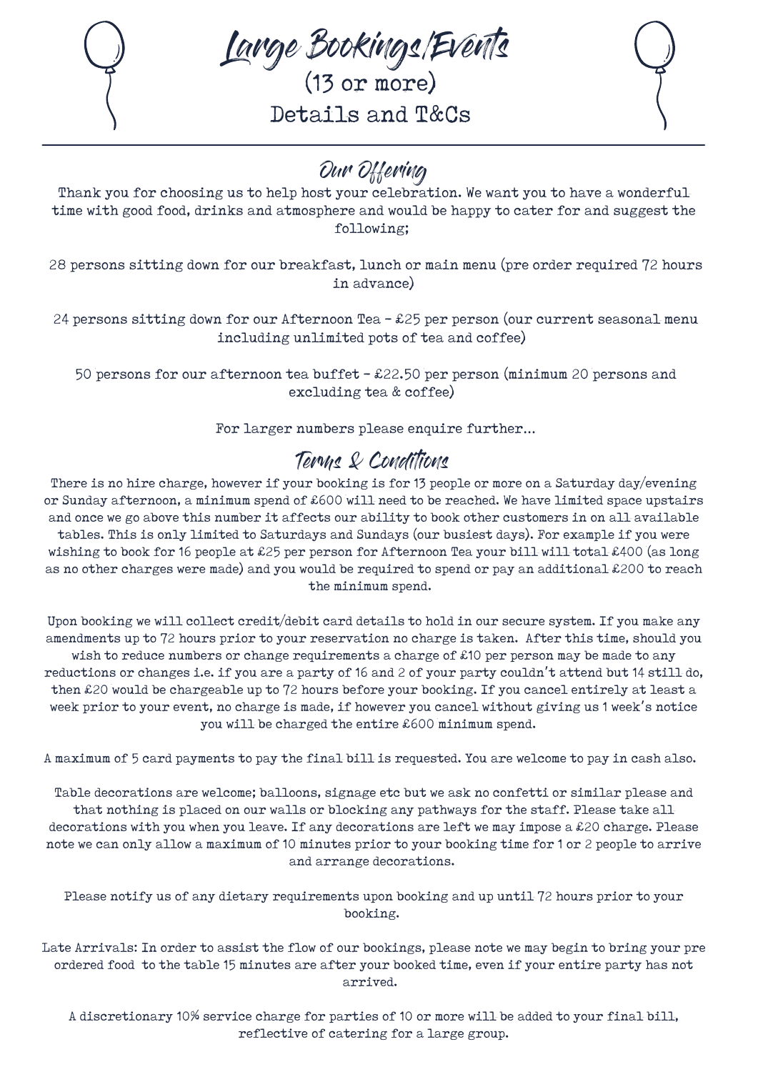# Large Bookings/Events

(13 or more)

Details and T&Cs

## Our Offering

Thank you for choosing us to help host your celebration. We want you to have a wonderful time with good food, drinks and atmosphere and would be happy to cater for and suggest the following;

28 persons sitting down for our breakfast, lunch or main menu (pre order required 72 hours in advance)

24 persons sitting down for our Afternoon Tea - £25 per person (our current seasonal menu including unlimited pots of tea and coffee)

50 persons for our afternoon tea buffet - £22.50 per person (minimum 20 persons and excluding tea & coffee)

For larger numbers please enquire further...

## Terms & Conditions

There is no hire charge, however if your booking is for 13 people or more on a Saturday day/evening or Sunday afternoon, a minimum spend of £600 will need to be reached. We have limited space upstairs and once we go above this number it affects our ability to book other customers in on all available tables. This is only limited to Saturdays and Sundays (our busiest days). For example if you were wishing to book for 16 people at £25 per person for Afternoon Tea your bill will total £400 (as long as no other charges were made) and you would be required to spend or pay an additional £200 to reach the minimum spend.

Upon booking we will collect credit/debit card details to hold in our secure system. If you make any amendments up to 72 hours prior to your reservation no charge is taken. After this time, should you wish to reduce numbers or change requirements a charge of £10 per person may be made to any reductions or changes i.e. if you are a party of 16 and 2 of your party couldn't attend but 14 still do, then £20 would be chargeable up to 72 hours before your booking. If you cancel entirely at least a week prior to your event, no charge is made, if however you cancel without giving us 1 week's notice you will be charged the entire £600 minimum spend.

A maximum of 5 card payments to pay the final bill is requested. You are welcome to pay in cash also.

Table decorations are welcome; balloons, signage etc but we ask no confetti or similar please and that nothing is placed on our walls or blocking any pathways for the staff. Please take all decorations with you when you leave. If any decorations are left we may impose a £20 charge. Please note we can only allow a maximum of 10 minutes prior to your booking time for 1 or 2 people to arrive and arrange decorations.

Please notify us of any dietary requirements upon booking and up until 72 hours prior to your booking.

Late Arrivals: In order to assist the flow of our bookings, please note we may begin to bring your pre ordered food to the table 15 minutes are after your booked time, even if your entire party has not arrived.

A discretionary 10% service charge for parties of 10 or more will be added to your final bill, reflective of catering for a large group.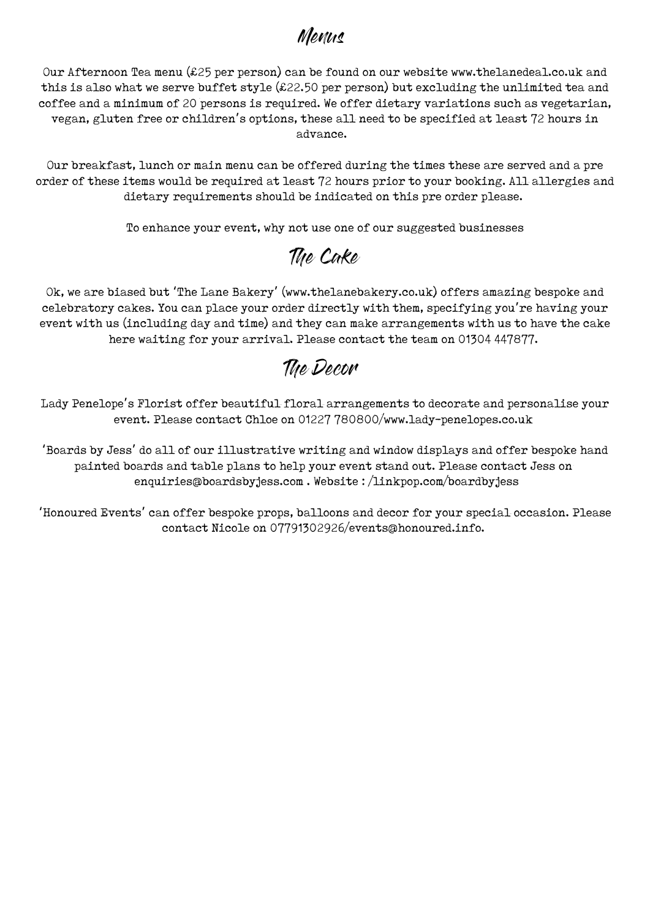# Menus

Our Afternoon Tea menu (£25 per person) can be found on our website www.thelanedeal.co.uk and this is also what we serve buffet style (£22.50 per person) but excluding the unlimited tea and coffee and a minimum of 20 persons is required. We offer dietary variations such as vegetarian, vegan, gluten free or children's options, these all need to be specified at least 72 hours in advance.

Our breakfast, lunch or main menu can be offered during the times these are served and a pre order of these items would be required at least 72 hours prior to your booking. All allergies and dietary requirements should be indicated on this pre order please.

To enhance your event, why not use one of our suggested businesses

# The Cake

Ok, we are biased but 'The Lane Bakery' (www.thelanebakery.co.uk) offers amazing bespoke and celebratory cakes. You can place your order directly with them, specifying you're having your event with us (including day and time) and they can make arrangements with us to have the cake here waiting for your arrival. Please contact the team on 01304 447877.

# The Decor

Lady Penelope's Florist offer beautiful floral arrangements to decorate and personalise your event. Please contact Chloe on 01227 780800/www.lady-penelopes.co.uk

'Boards by Jess' do all of our illustrative writing and window displays and offer bespoke hand painted boards and table plans to help your event stand out. Please contact Jess on enquiries@boardsbyjess.com . Website : /linkpop.com/boardbyjess

'Honoured Events' can offer bespoke props, balloons and decor for your special occasion. Please contact Nicole on 07791302926/events@honoured.info.